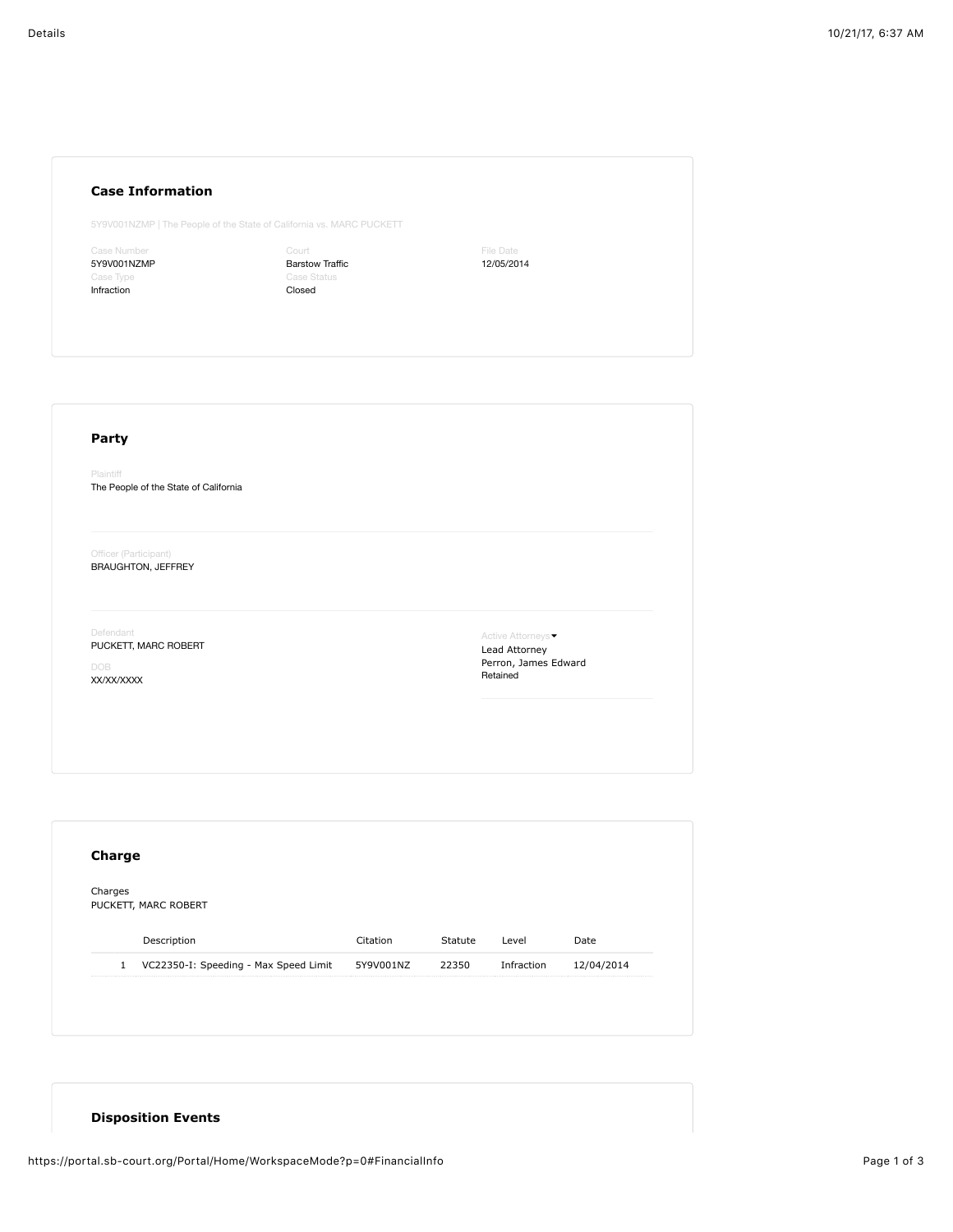## Case Information

5Y9V001NZMP | The People of the State of California vs. MARC PUCKETT

| Case Number | Court | File Date |
|---|---|---|
| 5Y9V001NZMP | Barstow Traffic | 12/05/2014 |
| **Case Type** | **Case Status** | |
| Infraction | Closed | |

## Party

Plaintiff
The People of the State of California

Officer (Participant)
BRAUGHTON, JEFFREY

Defendant
PUCKETT, MARC ROBERT

DOB
XX/XX/XXXX

Active Attorneys
Lead Attorney
Perron, James Edward
Retained

## Charge

Charges
PUCKETT, MARC ROBERT

| | Description | Citation | Statute | Level | Date |
|---|---|---|---|---|---|
| 1 | VC22350-I: Speeding - Max Speed Limit | 5Y9V001NZ | 22350 | Infraction | 12/04/2014 |

## Disposition Events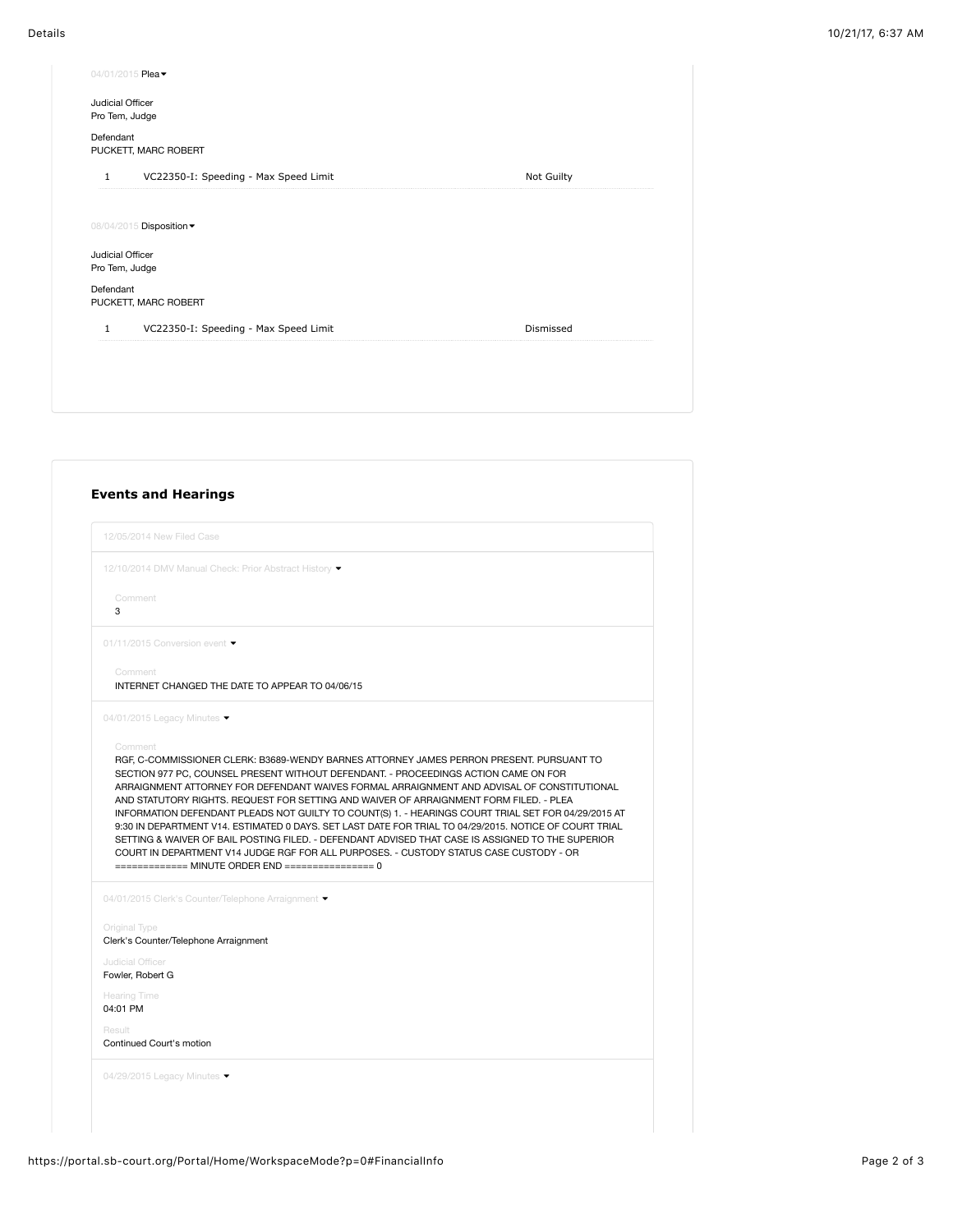04/01/2015 Plea

Judicial Officer
Pro Tem, Judge

Defendant
PUCKETT, MARC ROBERT

| 1 | VC22350-I: Speeding - Max Speed Limit | Not Guilty |
|---|---|---|

08/04/2015 Disposition

Judicial Officer
Pro Tem, Judge

Defendant
PUCKETT, MARC ROBERT

| 1 | VC22350-I: Speeding - Max Speed Limit | Dismissed |
|---|---|---|

## Events and Hearings

12/05/2014 New Filed Case

12/10/2014 DMV Manual Check: Prior Abstract History

Comment
3

01/11/2015 Conversion event

Comment
INTERNET CHANGED THE DATE TO APPEAR TO 04/06/15

04/01/2015 Legacy Minutes

Comment
RGF, C-COMMISSIONER CLERK: B3689-WENDY BARNES ATTORNEY JAMES PERRON PRESENT. PURSUANT TO SECTION 977 PC, COUNSEL PRESENT WITHOUT DEFENDANT. - PROCEEDINGS ACTION CAME ON FOR ARRAIGNMENT ATTORNEY FOR DEFENDANT WAIVES FORMAL ARRAIGNMENT AND ADVISAL OF CONSTITUTIONAL AND STATUTORY RIGHTS. REQUEST FOR SETTING AND WAIVER OF ARRAIGNMENT FORM FILED. - PLEA INFORMATION DEFENDANT PLEADS NOT GUILTY TO COUNT(S) 1. - HEARINGS COURT TRIAL SET FOR 04/29/2015 AT 9:30 IN DEPARTMENT V14. ESTIMATED 0 DAYS. SET LAST DATE FOR TRIAL TO 04/29/2015. NOTICE OF COURT TRIAL SETTING & WAIVER OF BAIL POSTING FILED. - DEFENDANT ADVISED THAT CASE IS ASSIGNED TO THE SUPERIOR COURT IN DEPARTMENT V14 JUDGE RGF FOR ALL PURPOSES. - CUSTODY STATUS CASE CUSTODY - OR ============= MINUTE ORDER END ================ 0

04/01/2015 Clerk's Counter/Telephone Arraignment

Original Type
Clerk's Counter/Telephone Arraignment

Judicial Officer
Fowler, Robert G

Hearing Time
04:01 PM

Result
Continued Court's motion

04/29/2015 Legacy Minutes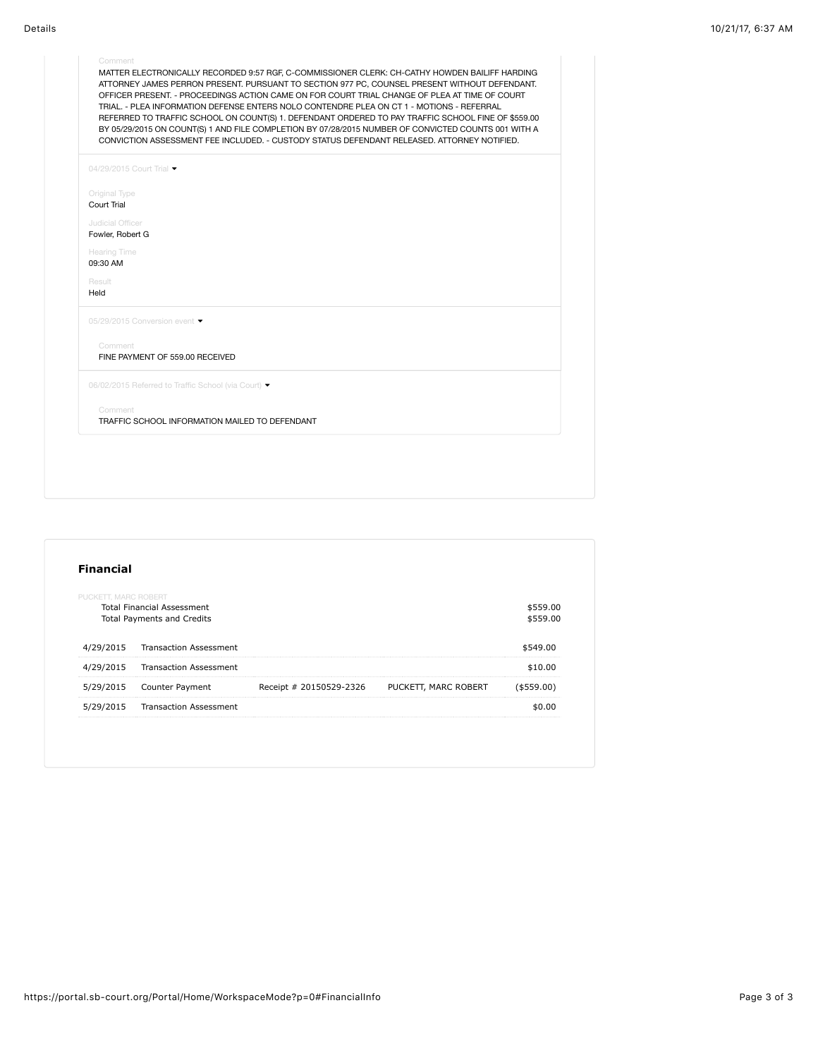Comment

MATTER ELECTRONICALLY RECORDED 9:57 RGF, C-COMMISSIONER CLERK: CH-CATHY HOWDEN BAILIFF HARDING ATTORNEY JAMES PERRON PRESENT. PURSUANT TO SECTION 977 PC, COUNSEL PRESENT WITHOUT DEFENDANT. OFFICER PRESENT. - PROCEEDINGS ACTION CAME ON FOR COURT TRIAL CHANGE OF PLEA AT TIME OF COURT TRIAL. - PLEA INFORMATION DEFENSE ENTERS NOLO CONTENDRE PLEA ON CT 1 - MOTIONS - REFERRAL REFERRED TO TRAFFIC SCHOOL ON COUNT(S) 1. DEFENDANT ORDERED TO PAY TRAFFIC SCHOOL FINE OF $559.00 BY 05/29/2015 ON COUNT(S) 1 AND FILE COMPLETION BY 07/28/2015 NUMBER OF CONVICTED COUNTS 001 WITH A CONVICTION ASSESSMENT FEE INCLUDED. - CUSTODY STATUS DEFENDANT RELEASED. ATTORNEY NOTIFIED.

04/29/2015 Court Trial

Original Type
Court Trial

Judicial Officer
Fowler, Robert G

Hearing Time
09:30 AM

Result
Held

05/29/2015 Conversion event

Comment
FINE PAYMENT OF 559.00 RECEIVED

06/02/2015 Referred to Traffic School (via Court)

Comment
TRAFFIC SCHOOL INFORMATION MAILED TO DEFENDANT

## Financial

PUCKETT, MARC ROBERT

Total Financial Assessment $559.00

Total Payments and Credits $559.00

| | | | | |
|---|---|---|---|---|
| 4/29/2015 | Transaction Assessment | | | $549.00 |
| 4/29/2015 | Transaction Assessment | | | $10.00 |
| 5/29/2015 | Counter Payment | Receipt # 20150529-2326 | PUCKETT, MARC ROBERT | ($559.00) |
| 5/29/2015 | Transaction Assessment | | | $0.00 |